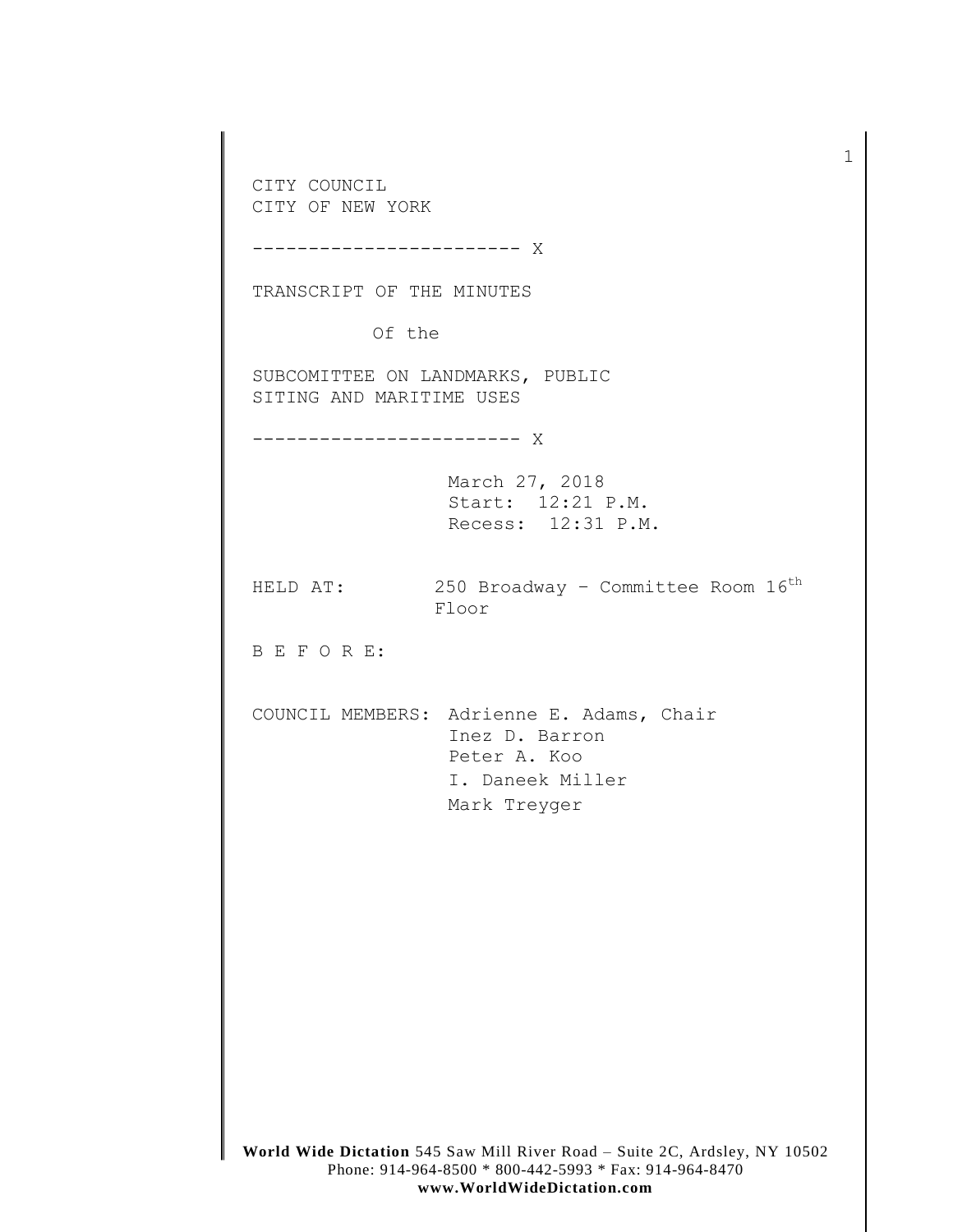CITY COUNCIL
CITY OF NEW YORK

------------------------ X

TRANSCRIPT OF THE MINUTES

Of the

SUBCOMITTEE ON LANDMARKS, PUBLIC SITING AND MARITIME USES

------------------------ X

March 27, 2018
Start: 12:21 P.M.
Recess: 12:31 P.M.

HELD AT: 250 Broadway - Committee Room 16th Floor

B E F O R E:

COUNCIL MEMBERS: Adrienne E. Adams, Chair
Inez D. Barron
Peter A. Koo
I. Daneek Miller
Mark Treyger

**World Wide Dictation** 545 Saw Mill River Road – Suite 2C, Ardsley, NY 10502
Phone: 914-964-8500 * 800-442-5993 * Fax: 914-964-8470
**www.WorldWideDictation.com**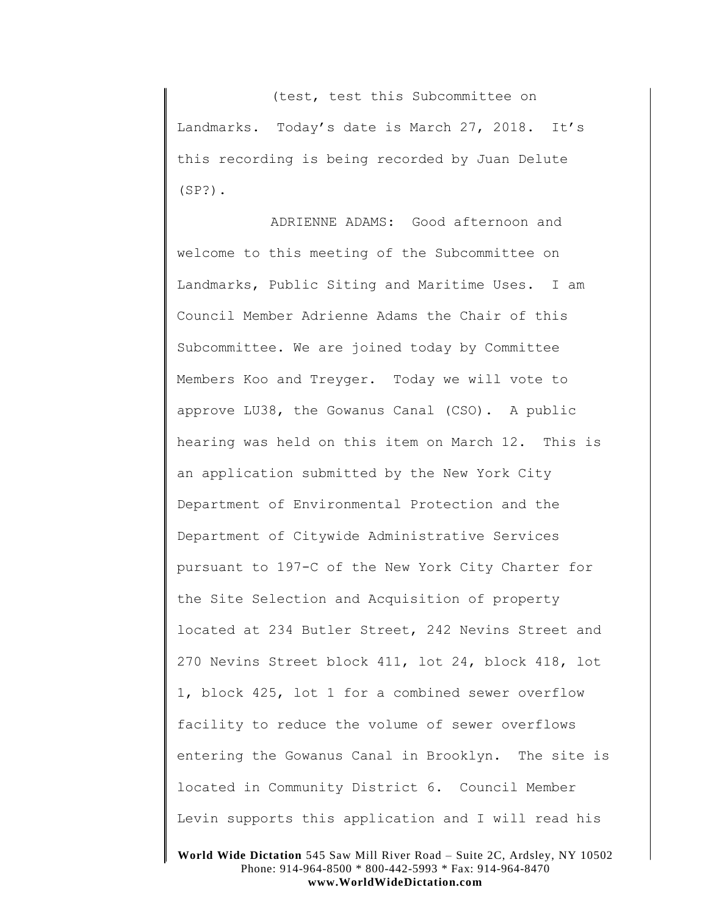(test, test this Subcommittee on Landmarks. Today's date is March 27, 2018. It's this recording is being recorded by Juan Delute (SP?).

ADRIENNE ADAMS: Good afternoon and welcome to this meeting of the Subcommittee on Landmarks, Public Siting and Maritime Uses. I am Council Member Adrienne Adams the Chair of this Subcommittee. We are joined today by Committee Members Koo and Treyger. Today we will vote to approve LU38, the Gowanus Canal (CSO). A public hearing was held on this item on March 12. This is an application submitted by the New York City Department of Environmental Protection and the Department of Citywide Administrative Services pursuant to 197-C of the New York City Charter for the Site Selection and Acquisition of property located at 234 Butler Street, 242 Nevins Street and 270 Nevins Street block 411, lot 24, block 418, lot 1, block 425, lot 1 for a combined sewer overflow facility to reduce the volume of sewer overflows entering the Gowanus Canal in Brooklyn. The site is located in Community District 6. Council Member Levin supports this application and I will read his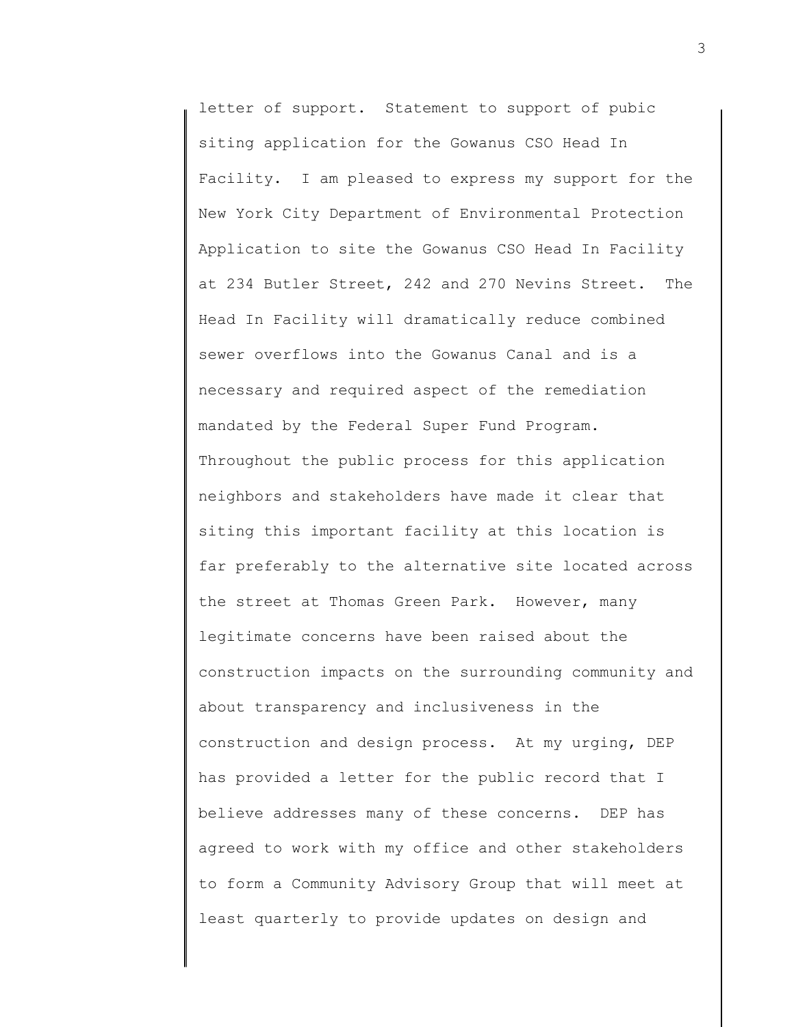letter of support. Statement to support of pubic siting application for the Gowanus CSO Head In Facility. I am pleased to express my support for the New York City Department of Environmental Protection Application to site the Gowanus CSO Head In Facility at 234 Butler Street, 242 and 270 Nevins Street. The Head In Facility will dramatically reduce combined sewer overflows into the Gowanus Canal and is a necessary and required aspect of the remediation mandated by the Federal Super Fund Program. Throughout the public process for this application neighbors and stakeholders have made it clear that siting this important facility at this location is far preferably to the alternative site located across the street at Thomas Green Park. However, many legitimate concerns have been raised about the construction impacts on the surrounding community and about transparency and inclusiveness in the construction and design process. At my urging, DEP has provided a letter for the public record that I believe addresses many of these concerns. DEP has agreed to work with my office and other stakeholders to form a Community Advisory Group that will meet at least quarterly to provide updates on design and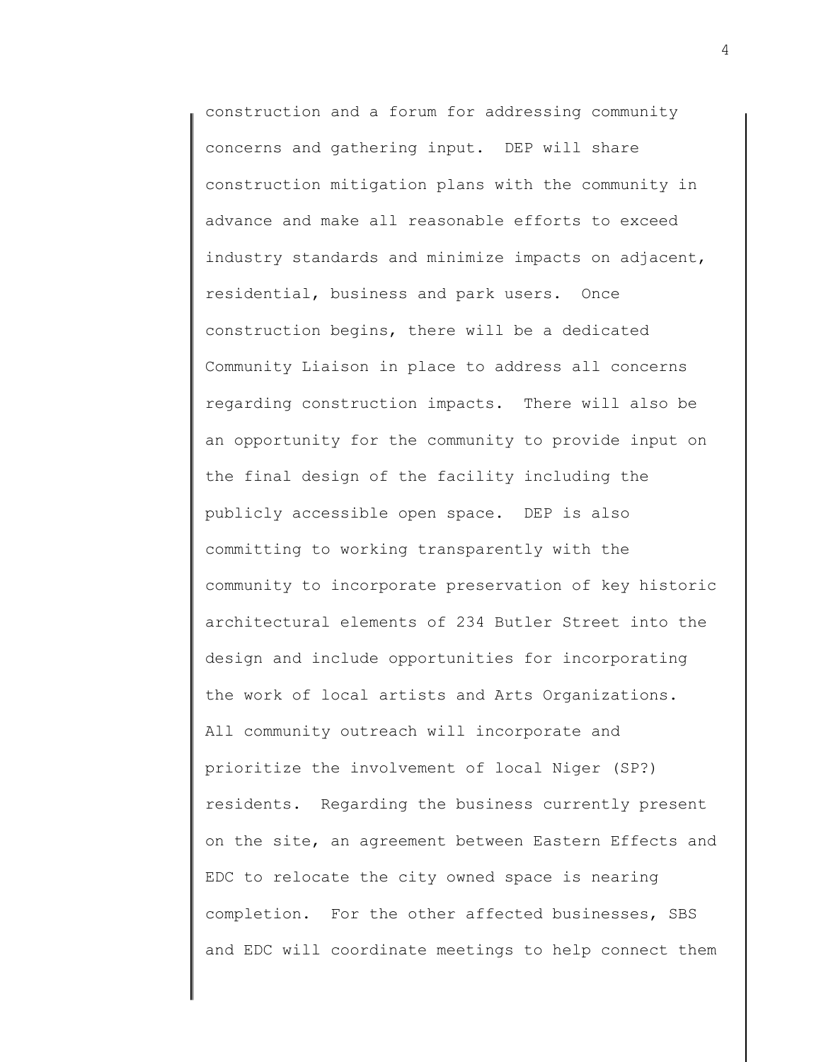construction and a forum for addressing community concerns and gathering input. DEP will share construction mitigation plans with the community in advance and make all reasonable efforts to exceed industry standards and minimize impacts on adjacent, residential, business and park users. Once construction begins, there will be a dedicated Community Liaison in place to address all concerns regarding construction impacts. There will also be an opportunity for the community to provide input on the final design of the facility including the publicly accessible open space. DEP is also committing to working transparently with the community to incorporate preservation of key historic architectural elements of 234 Butler Street into the design and include opportunities for incorporating the work of local artists and Arts Organizations. All community outreach will incorporate and prioritize the involvement of local Niger (SP?) residents. Regarding the business currently present on the site, an agreement between Eastern Effects and EDC to relocate the city owned space is nearing completion. For the other affected businesses, SBS and EDC will coordinate meetings to help connect them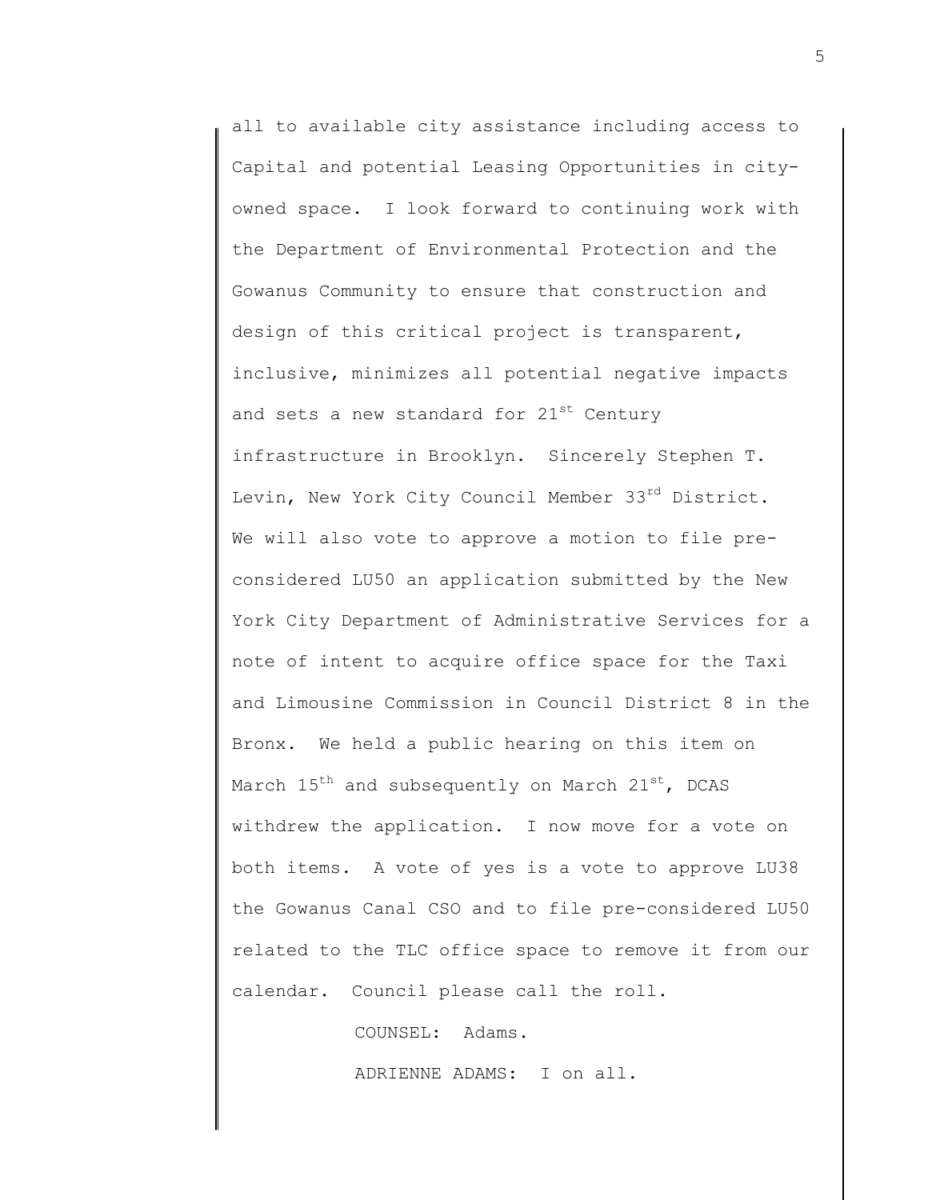all to available city assistance including access to Capital and potential Leasing Opportunities in city-owned space. I look forward to continuing work with the Department of Environmental Protection and the Gowanus Community to ensure that construction and design of this critical project is transparent, inclusive, minimizes all potential negative impacts and sets a new standard for 21st Century infrastructure in Brooklyn. Sincerely Stephen T. Levin, New York City Council Member 33rd District. We will also vote to approve a motion to file pre-considered LU50 an application submitted by the New York City Department of Administrative Services for a note of intent to acquire office space for the Taxi and Limousine Commission in Council District 8 in the Bronx. We held a public hearing on this item on March 15th and subsequently on March 21st, DCAS withdrew the application. I now move for a vote on both items. A vote of yes is a vote to approve LU38 the Gowanus Canal CSO and to file pre-considered LU50 related to the TLC office space to remove it from our calendar. Council please call the roll.

COUNSEL: Adams.

ADRIENNE ADAMS: I on all.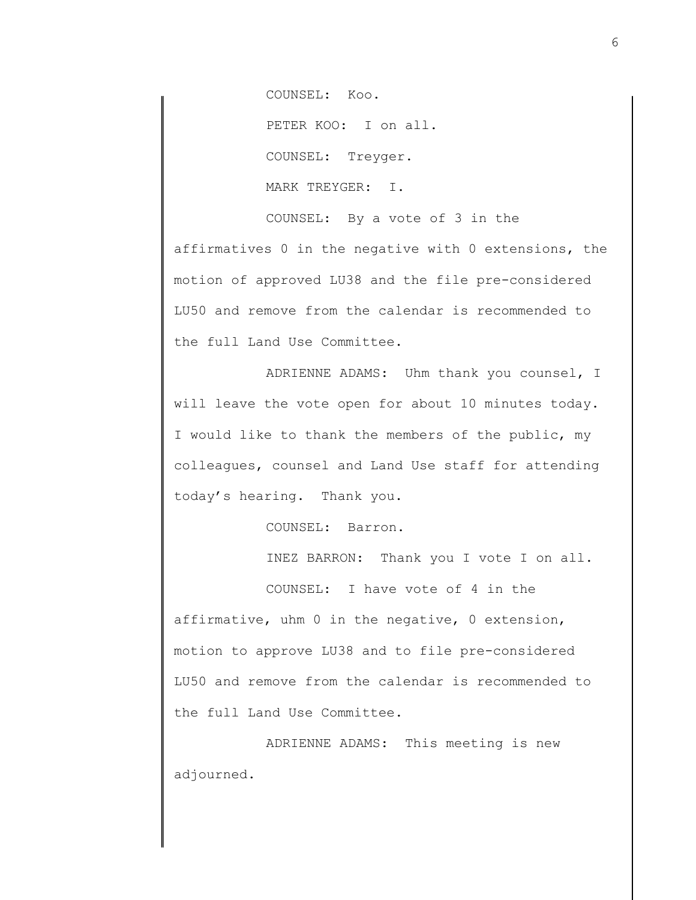COUNSEL: Koo.

PETER KOO: I on all.

COUNSEL: Treyger.

MARK TREYGER: I.

COUNSEL: By a vote of 3 in the affirmatives 0 in the negative with 0 extensions, the motion of approved LU38 and the file pre-considered LU50 and remove from the calendar is recommended to the full Land Use Committee.

ADRIENNE ADAMS: Uhm thank you counsel, I will leave the vote open for about 10 minutes today. I would like to thank the members of the public, my colleagues, counsel and Land Use staff for attending today's hearing. Thank you.

COUNSEL: Barron.

INEZ BARRON: Thank you I vote I on all.

COUNSEL: I have vote of 4 in the affirmative, uhm 0 in the negative, 0 extension, motion to approve LU38 and to file pre-considered LU50 and remove from the calendar is recommended to the full Land Use Committee.

ADRIENNE ADAMS: This meeting is new adjourned.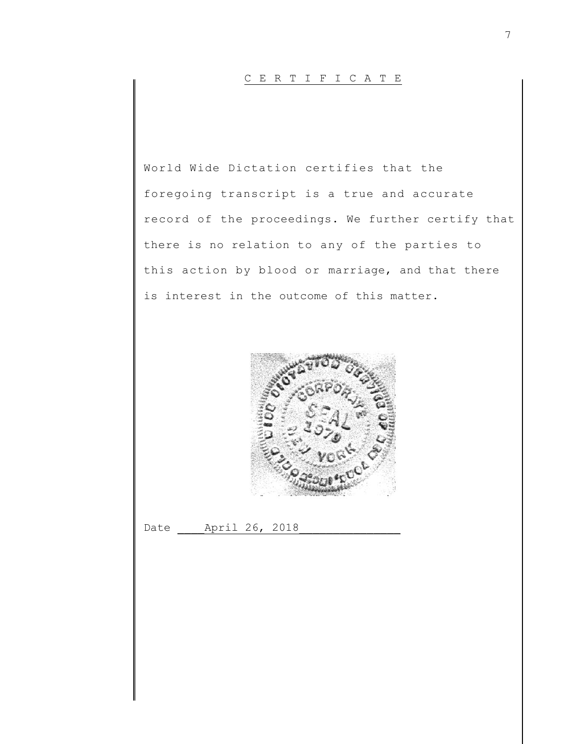# C E R T I F I C A T E

World Wide Dictation certifies that the foregoing transcript is a true and accurate record of the proceedings. We further certify that there is no relation to any of the parties to this action by blood or marriage, and that there is interest in the outcome of this matter.

Date April 26, 2018